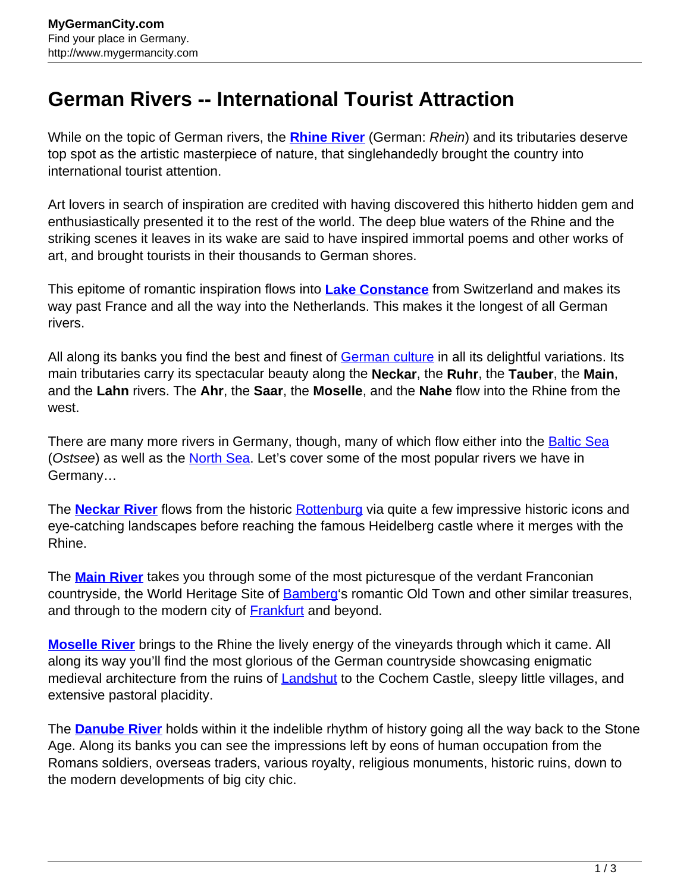# German Rivers -- International Tourist Attraction

While on the topic of German rivers, the **Rhine River** (German: *Rhein*) and its tributaries deserve top spot as the artistic masterpiece of nature, that singlehandedly brought the country into international tourist attention.

Art lovers in search of inspiration are credited with having discovered this hitherto hidden gem and enthusiastically presented it to the rest of the world. The deep blue waters of the Rhine and the striking scenes it leaves in its wake are said to have inspired immortal poems and other works of art, and brought tourists in their thousands to German shores.

This epitome of romantic inspiration flows into **Lake Constance** from Switzerland and makes its way past France and all the way into the Netherlands. This makes it the longest of all German rivers.

All along its banks you find the best and finest of German culture in all its delightful variations. Its main tributaries carry its spectacular beauty along the **Neckar**, the **Ruhr**, the **Tauber**, the **Main**, and the **Lahn** rivers. The **Ahr**, the **Saar**, the **Moselle**, and the **Nahe** flow into the Rhine from the west.

There are many more rivers in Germany, though, many of which flow either into the Baltic Sea (*Ostsee*) as well as the North Sea. Let's cover some of the most popular rivers we have in Germany…

The **Neckar River** flows from the historic Rottenburg via quite a few impressive historic icons and eye-catching landscapes before reaching the famous Heidelberg castle where it merges with the Rhine.

The **Main River** takes you through some of the most picturesque of the verdant Franconian countryside, the World Heritage Site of Bamberg's romantic Old Town and other similar treasures, and through to the modern city of Frankfurt and beyond.

**Moselle River** brings to the Rhine the lively energy of the vineyards through which it came. All along its way you'll find the most glorious of the German countryside showcasing enigmatic medieval architecture from the ruins of Landshut to the Cochem Castle, sleepy little villages, and extensive pastoral placidity.

The **Danube River** holds within it the indelible rhythm of history going all the way back to the Stone Age. Along its banks you can see the impressions left by eons of human occupation from the Romans soldiers, overseas traders, various royalty, religious monuments, historic ruins, down to the modern developments of big city chic.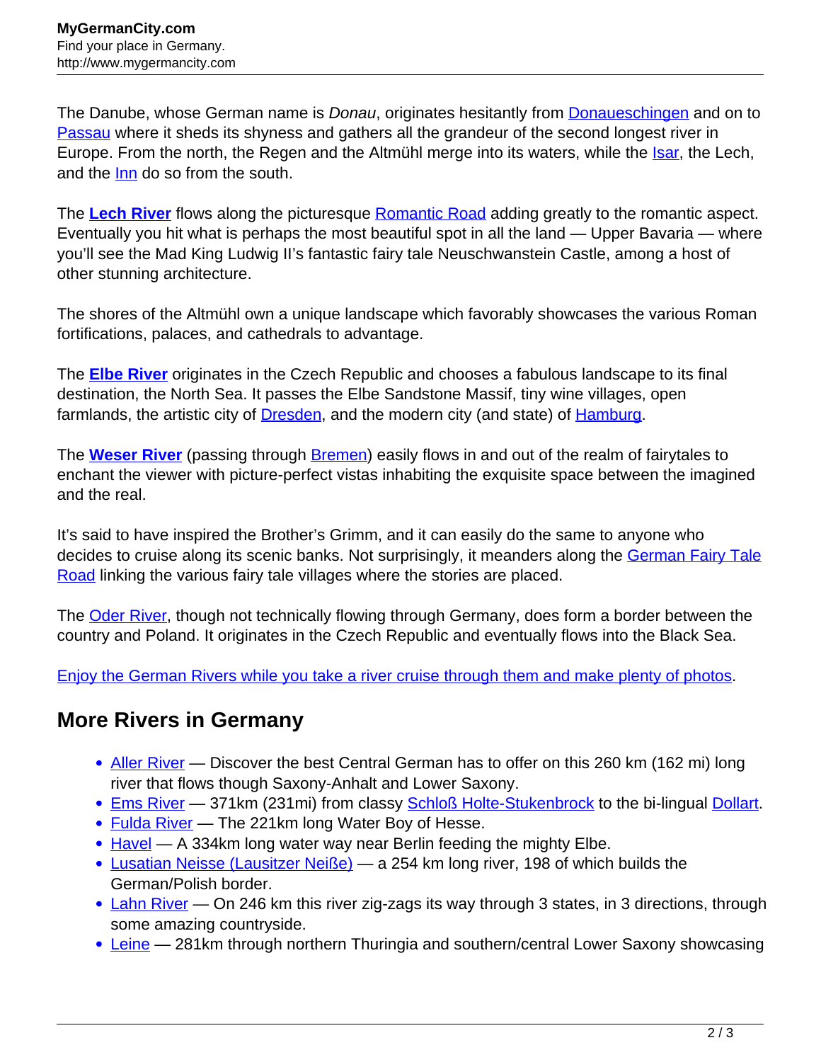The Danube, whose German name is *Donau*, originates hesitantly from Donaueschingen and on to Passau where it sheds its shyness and gathers all the grandeur of the second longest river in Europe. From the north, the Regen and the Altmühl merge into its waters, while the Isar, the Lech, and the Inn do so from the south.

The **Lech River** flows along the picturesque Romantic Road adding greatly to the romantic aspect. Eventually you hit what is perhaps the most beautiful spot in all the land — Upper Bavaria — where you'll see the Mad King Ludwig II's fantastic fairy tale Neuschwanstein Castle, among a host of other stunning architecture.

The shores of the Altmühl own a unique landscape which favorably showcases the various Roman fortifications, palaces, and cathedrals to advantage.

The **Elbe River** originates in the Czech Republic and chooses a fabulous landscape to its final destination, the North Sea. It passes the Elbe Sandstone Massif, tiny wine villages, open farmlands, the artistic city of Dresden, and the modern city (and state) of Hamburg.

The **Weser River** (passing through Bremen) easily flows in and out of the realm of fairytales to enchant the viewer with picture-perfect vistas inhabiting the exquisite space between the imagined and the real.

It's said to have inspired the Brother's Grimm, and it can easily do the same to anyone who decides to cruise along its scenic banks. Not surprisingly, it meanders along the German Fairy Tale Road linking the various fairy tale villages where the stories are placed.

The Oder River, though not technically flowing through Germany, does form a border between the country and Poland. It originates in the Czech Republic and eventually flows into the Black Sea.

Enjoy the German Rivers while you take a river cruise through them and make plenty of photos.

## More Rivers in Germany

- Aller River — Discover the best Central German has to offer on this 260 km (162 mi) long river that flows though Saxony-Anhalt and Lower Saxony.
- Ems River — 371km (231mi) from classy Schloß Holte-Stukenbrock to the bi-lingual Dollart.
- Fulda River — The 221km long Water Boy of Hesse.
- Havel — A 334km long water way near Berlin feeding the mighty Elbe.
- Lusatian Neisse (Lausitzer Neiße) — a 254 km long river, 198 of which builds the German/Polish border.
- Lahn River — On 246 km this river zig-zags its way through 3 states, in 3 directions, through some amazing countryside.
- Leine — 281km through northern Thuringia and southern/central Lower Saxony showcasing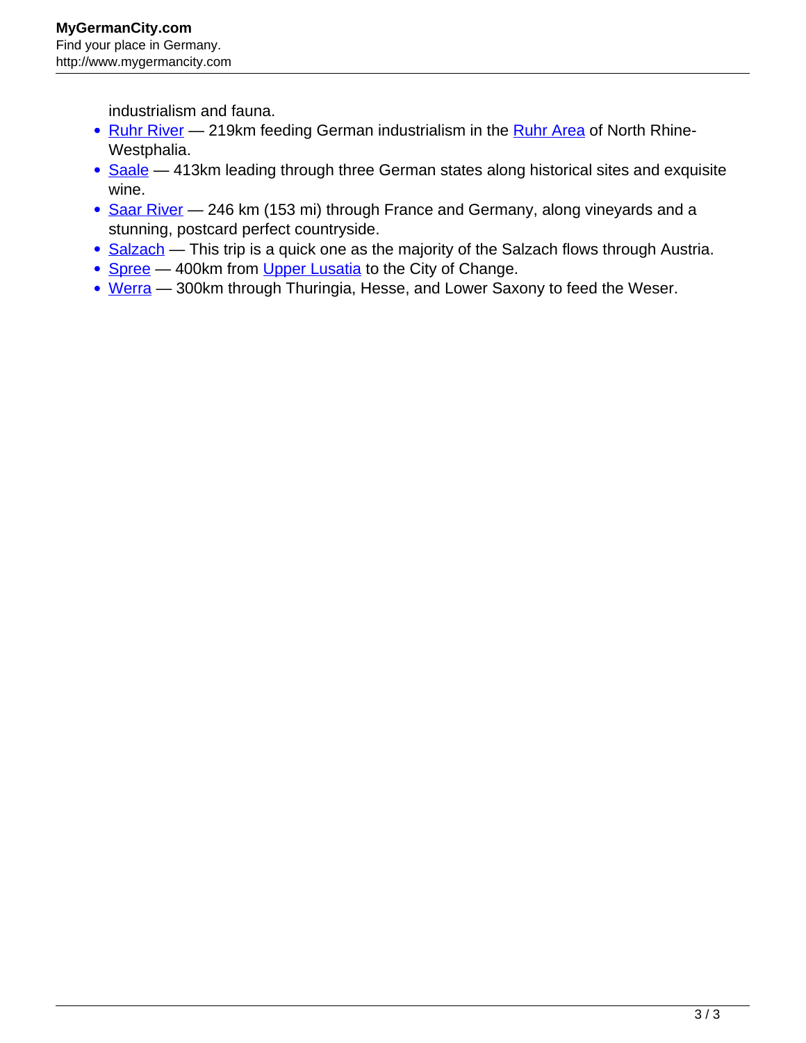industrialism and fauna.

- Ruhr River — 219km feeding German industrialism in the Ruhr Area of North Rhine-Westphalia.
- Saale — 413km leading through three German states along historical sites and exquisite wine.
- Saar River — 246 km (153 mi) through France and Germany, along vineyards and a stunning, postcard perfect countryside.
- Salzach — This trip is a quick one as the majority of the Salzach flows through Austria.
- Spree — 400km from Upper Lusatia to the City of Change.
- Werra — 300km through Thuringia, Hesse, and Lower Saxony to feed the Weser.